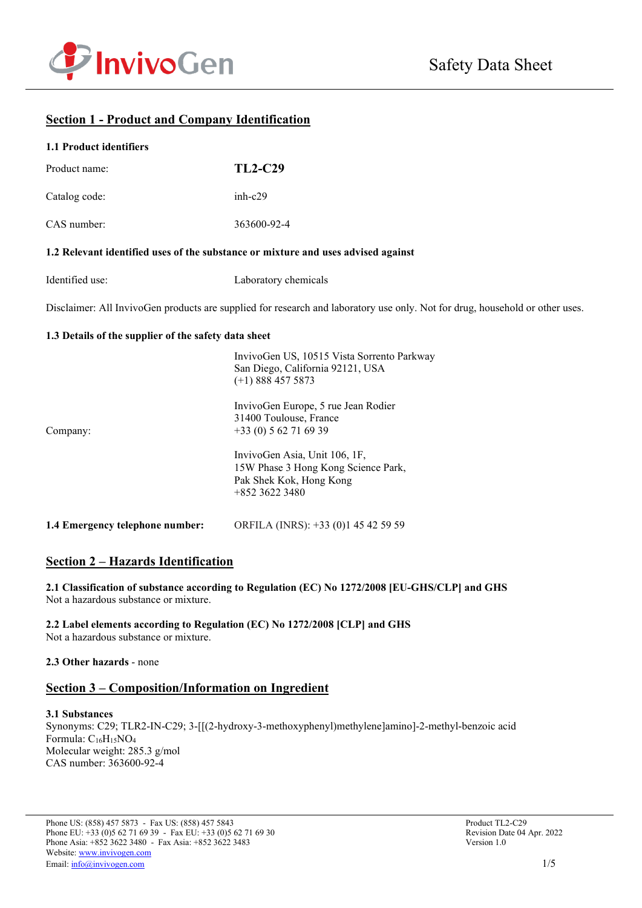Safety Data Sheet

## Section 1 - Product and Company Identification

### 1.1 Product identifiers

| | |
|---|---|
| Product name: | **TL2-C29** |
| Catalog code: | inh-c29 |
| CAS number: | 363600-92-4 |

### 1.2 Relevant identified uses of the substance or mixture and uses advised against

Identified use: Laboratory chemicals

Disclaimer: All InvivoGen products are supplied for research and laboratory use only. Not for drug, household or other uses.

### 1.3 Details of the supplier of the safety data sheet

Company:

InvivoGen US, 10515 Vista Sorrento Parkway
San Diego, California 92121, USA
(+1) 888 457 5873

InvivoGen Europe, 5 rue Jean Rodier
31400 Toulouse, France
+33 (0) 5 62 71 69 39

InvivoGen Asia, Unit 106, 1F,
15W Phase 3 Hong Kong Science Park,
Pak Shek Kok, Hong Kong
+852 3622 3480

**1.4 Emergency telephone number:** ORFILA (INRS): +33 (0)1 45 42 59 59

## Section 2 – Hazards Identification

**2.1 Classification of substance according to Regulation (EC) No 1272/2008 [EU-GHS/CLP] and GHS**
Not a hazardous substance or mixture.

**2.2 Label elements according to Regulation (EC) No 1272/2008 [CLP] and GHS**
Not a hazardous substance or mixture.

**2.3 Other hazards** - none

## Section 3 – Composition/Information on Ingredient

**3.1 Substances**
Synonyms: C29; TLR2-IN-C29; 3-[[(2-hydroxy-3-methoxyphenyl)methylene]amino]-2-methyl-benzoic acid
Formula: $C_{16}H_{15}NO_4$
Molecular weight: 285.3 g/mol
CAS number: 363600-92-4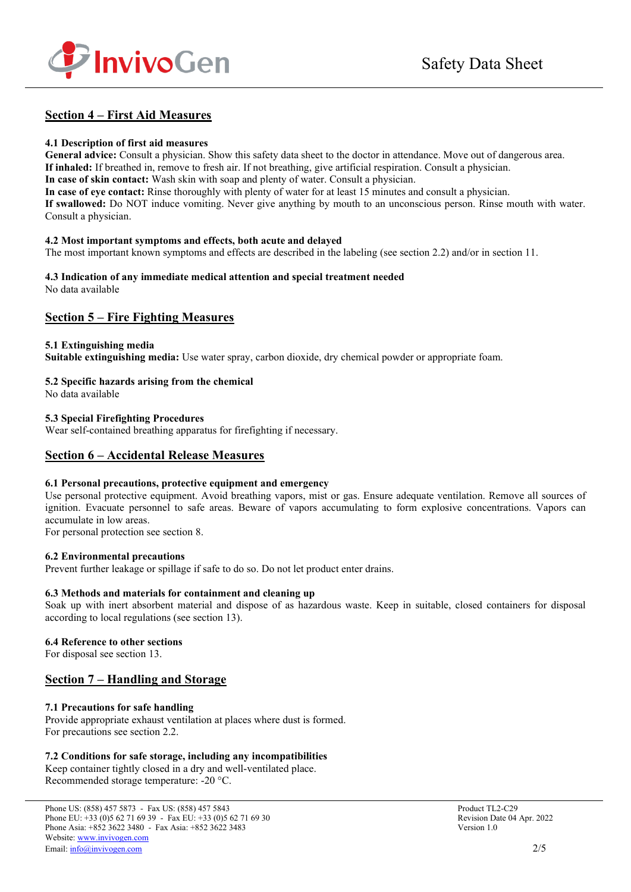## Section 4 – First Aid Measures

**4.1 Description of first aid measures**

**General advice:** Consult a physician. Show this safety data sheet to the doctor in attendance. Move out of dangerous area.
**If inhaled:** If breathed in, remove to fresh air. If not breathing, give artificial respiration. Consult a physician.
**In case of skin contact:** Wash skin with soap and plenty of water. Consult a physician.
**In case of eye contact:** Rinse thoroughly with plenty of water for at least 15 minutes and consult a physician.
**If swallowed:** Do NOT induce vomiting. Never give anything by mouth to an unconscious person. Rinse mouth with water. Consult a physician.

**4.2 Most important symptoms and effects, both acute and delayed**

The most important known symptoms and effects are described in the labeling (see section 2.2) and/or in section 11.

**4.3 Indication of any immediate medical attention and special treatment needed**

No data available

## Section 5 – Fire Fighting Measures

**5.1 Extinguishing media**

**Suitable extinguishing media:** Use water spray, carbon dioxide, dry chemical powder or appropriate foam.

**5.2 Specific hazards arising from the chemical**

No data available

**5.3 Special Firefighting Procedures**

Wear self-contained breathing apparatus for firefighting if necessary.

## Section 6 – Accidental Release Measures

**6.1 Personal precautions, protective equipment and emergency**

Use personal protective equipment. Avoid breathing vapors, mist or gas. Ensure adequate ventilation. Remove all sources of ignition. Evacuate personnel to safe areas. Beware of vapors accumulating to form explosive concentrations. Vapors can accumulate in low areas.
For personal protection see section 8.

**6.2 Environmental precautions**

Prevent further leakage or spillage if safe to do so. Do not let product enter drains.

**6.3 Methods and materials for containment and cleaning up**

Soak up with inert absorbent material and dispose of as hazardous waste. Keep in suitable, closed containers for disposal according to local regulations (see section 13).

**6.4 Reference to other sections**

For disposal see section 13.

## Section 7 – Handling and Storage

**7.1 Precautions for safe handling**

Provide appropriate exhaust ventilation at places where dust is formed.
For precautions see section 2.2.

**7.2 Conditions for safe storage, including any incompatibilities**

Keep container tightly closed in a dry and well-ventilated place.
Recommended storage temperature: -20 °C.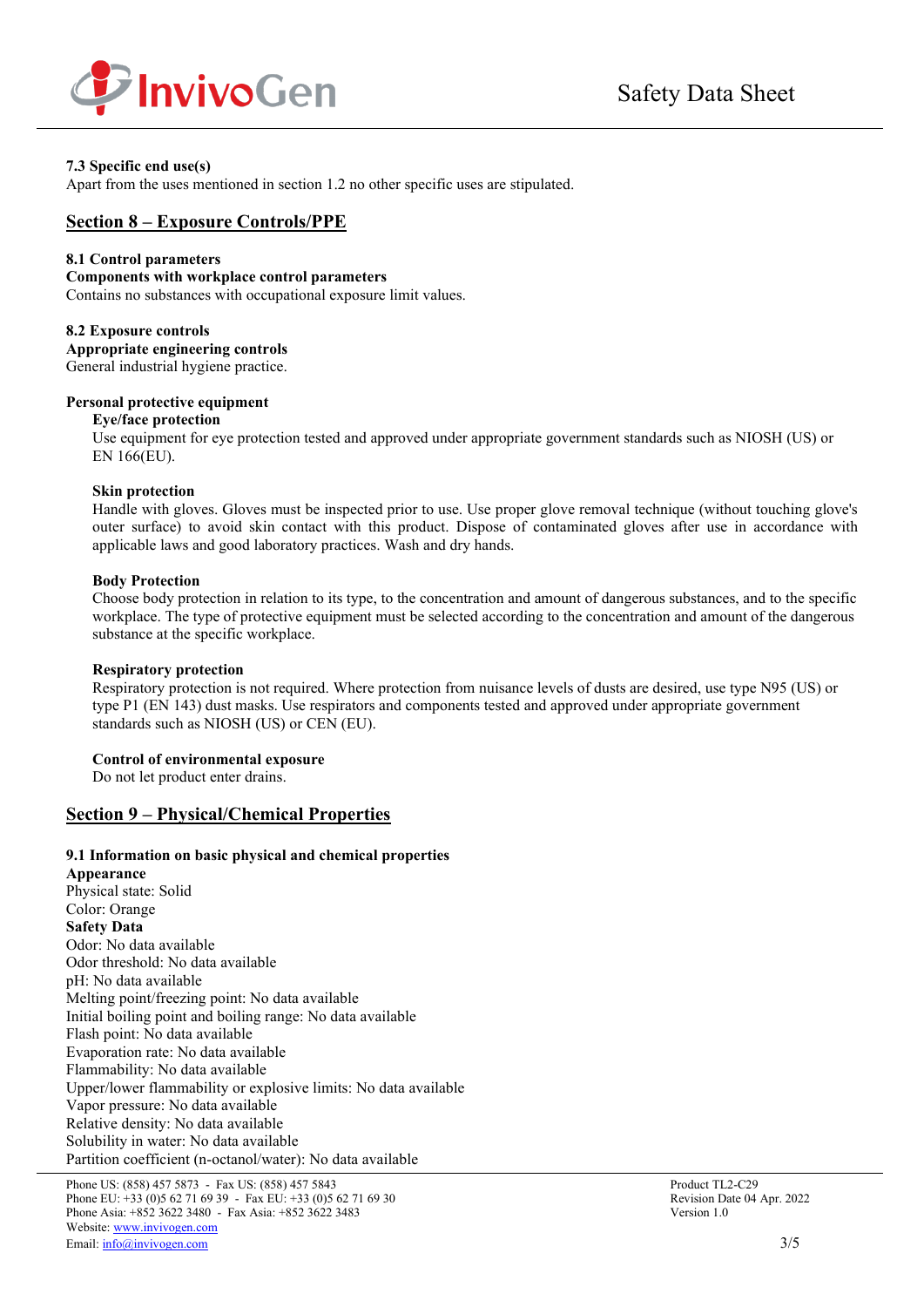**7.3 Specific end use(s)**

Apart from the uses mentioned in section 1.2 no other specific uses are stipulated.

## Section 8 – Exposure Controls/PPE

**8.1 Control parameters**

**Components with workplace control parameters**

Contains no substances with occupational exposure limit values.

**8.2 Exposure controls**

**Appropriate engineering controls**

General industrial hygiene practice.

**Personal protective equipment**

**Eye/face protection**

Use equipment for eye protection tested and approved under appropriate government standards such as NIOSH (US) or EN 166(EU).

**Skin protection**

Handle with gloves. Gloves must be inspected prior to use. Use proper glove removal technique (without touching glove's outer surface) to avoid skin contact with this product. Dispose of contaminated gloves after use in accordance with applicable laws and good laboratory practices. Wash and dry hands.

**Body Protection**

Choose body protection in relation to its type, to the concentration and amount of dangerous substances, and to the specific workplace. The type of protective equipment must be selected according to the concentration and amount of the dangerous substance at the specific workplace.

**Respiratory protection**

Respiratory protection is not required. Where protection from nuisance levels of dusts are desired, use type N95 (US) or type P1 (EN 143) dust masks. Use respirators and components tested and approved under appropriate government standards such as NIOSH (US) or CEN (EU).

**Control of environmental exposure**

Do not let product enter drains.

## Section 9 – Physical/Chemical Properties

**9.1 Information on basic physical and chemical properties**

**Appearance**

Physical state: Solid
Color: Orange

**Safety Data**

Odor: No data available
Odor threshold: No data available
pH: No data available
Melting point/freezing point: No data available
Initial boiling point and boiling range: No data available
Flash point: No data available
Evaporation rate: No data available
Flammability: No data available
Upper/lower flammability or explosive limits: No data available
Vapor pressure: No data available
Relative density: No data available
Solubility in water: No data available
Partition coefficient (n-octanol/water): No data available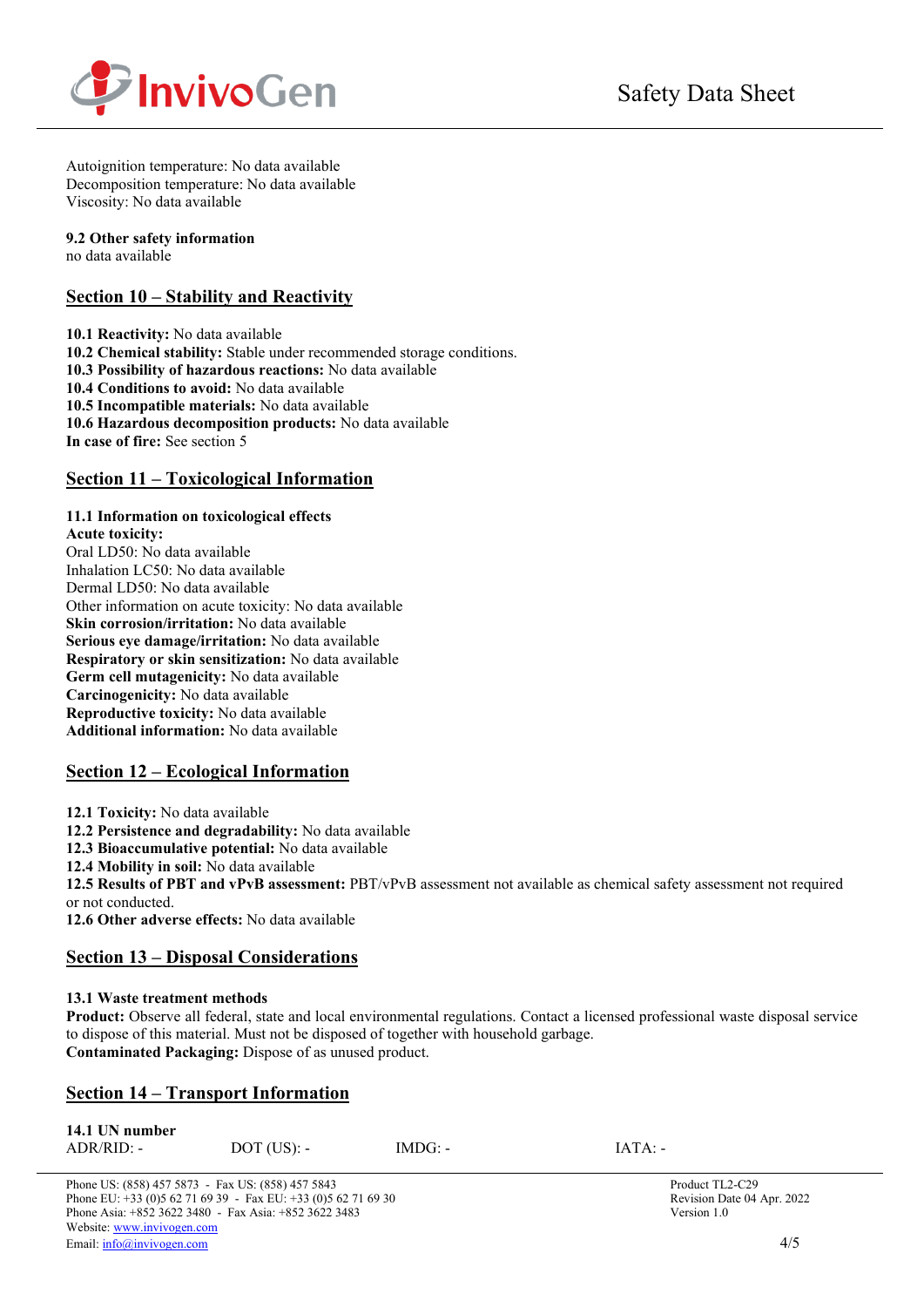Autoignition temperature: No data available
Decomposition temperature: No data available
Viscosity: No data available

**9.2 Other safety information**
no data available

## Section 10 – Stability and Reactivity

**10.1 Reactivity:** No data available
**10.2 Chemical stability:** Stable under recommended storage conditions.
**10.3 Possibility of hazardous reactions:** No data available
**10.4 Conditions to avoid:** No data available
**10.5 Incompatible materials:** No data available
**10.6 Hazardous decomposition products:** No data available
**In case of fire:** See section 5

## Section 11 – Toxicological Information

**11.1 Information on toxicological effects**
**Acute toxicity:**
Oral LD50: No data available
Inhalation LC50: No data available
Dermal LD50: No data available
Other information on acute toxicity: No data available
**Skin corrosion/irritation:** No data available
**Serious eye damage/irritation:** No data available
**Respiratory or skin sensitization:** No data available
**Germ cell mutagenicity:** No data available
**Carcinogenicity:** No data available
**Reproductive toxicity:** No data available
**Additional information:** No data available

## Section 12 – Ecological Information

**12.1 Toxicity:** No data available
**12.2 Persistence and degradability:** No data available
**12.3 Bioaccumulative potential:** No data available
**12.4 Mobility in soil:** No data available
**12.5 Results of PBT and vPvB assessment:** PBT/vPvB assessment not available as chemical safety assessment not required or not conducted.
**12.6 Other adverse effects:** No data available

## Section 13 – Disposal Considerations

**13.1 Waste treatment methods**
**Product:** Observe all federal, state and local environmental regulations. Contact a licensed professional waste disposal service to dispose of this material. Must not be disposed of together with household garbage.
**Contaminated Packaging:** Dispose of as unused product.

## Section 14 – Transport Information

**14.1 UN number**

| ADR/RID: - | DOT (US): - | IMDG: - | IATA: - |
|---|---|---|---|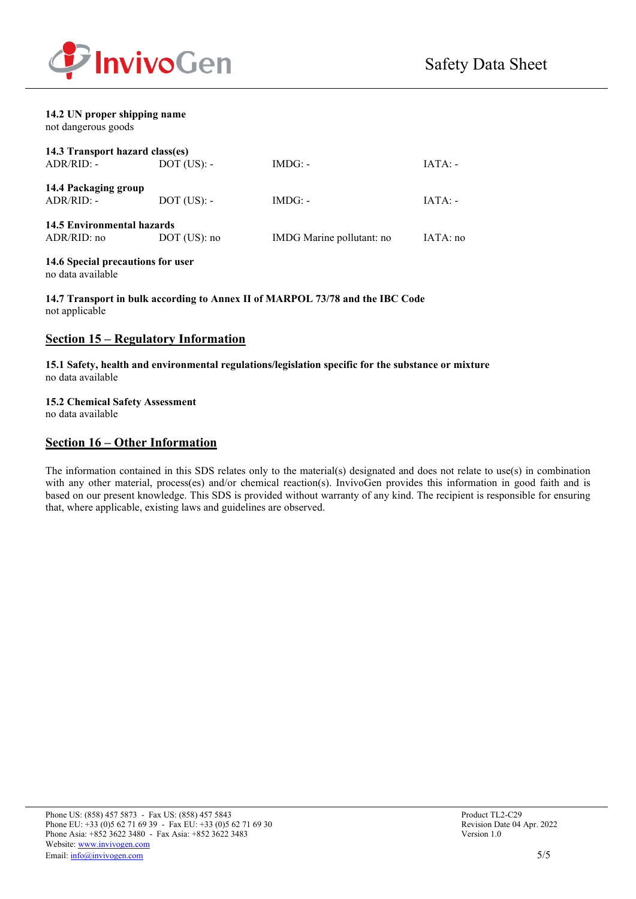**14.2 UN proper shipping name**
not dangerous goods

**14.3 Transport hazard class(es)**

| | | | |
|---|---|---|---|
| ADR/RID: - | DOT (US): - | IMDG: - | IATA: - |

**14.4 Packaging group**

| | | | |
|---|---|---|---|
| ADR/RID: - | DOT (US): - | IMDG: - | IATA: - |

**14.5 Environmental hazards**

| | | | |
|---|---|---|---|
| ADR/RID: no | DOT (US): no | IMDG Marine pollutant: no | IATA: no |

**14.6 Special precautions for user**
no data available

**14.7 Transport in bulk according to Annex II of MARPOL 73/78 and the IBC Code**
not applicable

## Section 15 – Regulatory Information

**15.1 Safety, health and environmental regulations/legislation specific for the substance or mixture**
no data available

**15.2 Chemical Safety Assessment**
no data available

## Section 16 – Other Information

The information contained in this SDS relates only to the material(s) designated and does not relate to use(s) in combination with any other material, process(es) and/or chemical reaction(s). InvivoGen provides this information in good faith and is based on our present knowledge. This SDS is provided without warranty of any kind. The recipient is responsible for ensuring that, where applicable, existing laws and guidelines are observed.